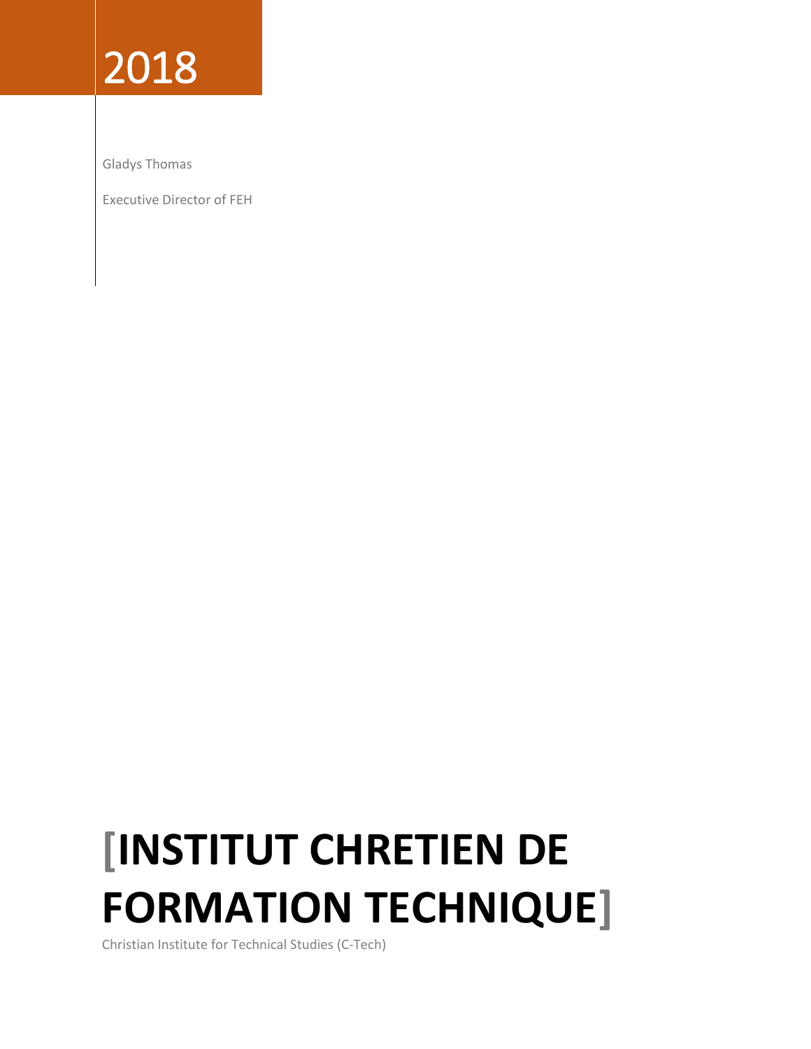2018

Gladys Thomas

Executive Director of FEH

# [INSTITUT CHRETIEN DE FORMATION TECHNIQUE]

Christian Institute for Technical Studies (C-Tech)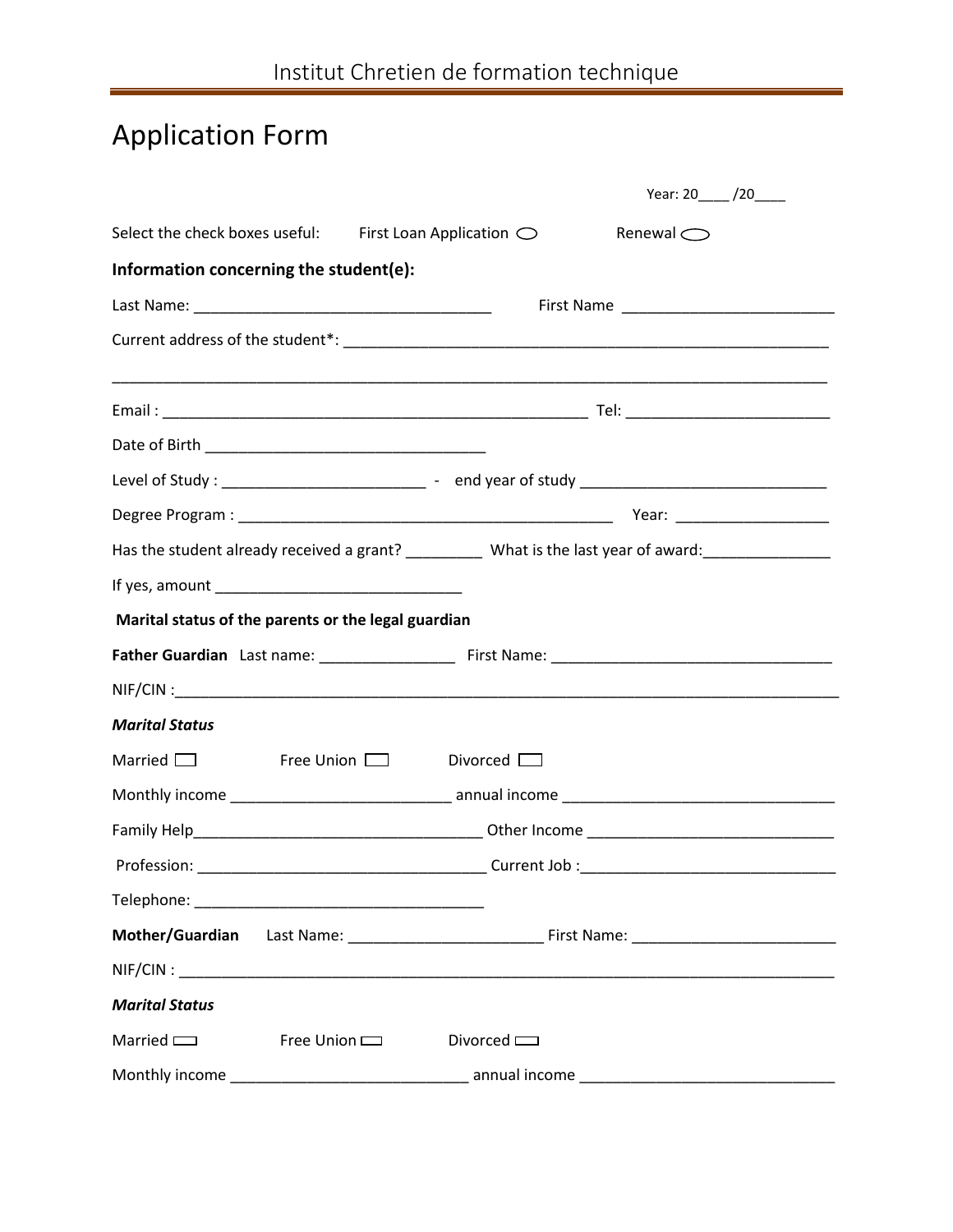Institut Chretien de formation technique

# Application Form

Year: 20____ /20____

Select the check boxes useful: First Loan Application ◯ Renewal ◯

**Information concerning the student(e):**

Last Name: ___________________________________ First Name ________________________

Current address of the student*: _________________________________________________________

____________________________________________________________________________________

Email : ___________________________________________________ Tel: ________________________

Date of Birth _________________________________

Level of Study : ________________________ - end year of study _____________________________

Degree Program : ___________________________________________ Year: _________________

Has the student already received a grant? _________ What is the last year of award:_______________

If yes, amount ____________________________

**Marital status of the parents or the legal guardian**

**Father Guardian** Last name: ________________ First Name: _________________________________

NIF/CIN :_____________________________________________________________________________

***Marital Status***

Married ☐ Free Union ☐ Divorced ☐

Monthly income __________________________ annual income _______________________________

Family Help__________________________________ Other Income ____________________________

Profession: _________________________________ Current Job :______________________________

Telephone: _________________________________

**Mother/Guardian** Last Name: ______________________ First Name: _______________________

NIF/CIN : _____________________________________________________________________________

***Marital Status***

Married ☐ Free Union ☐ Divorced ☐

Monthly income ____________________________ annual income ______________________________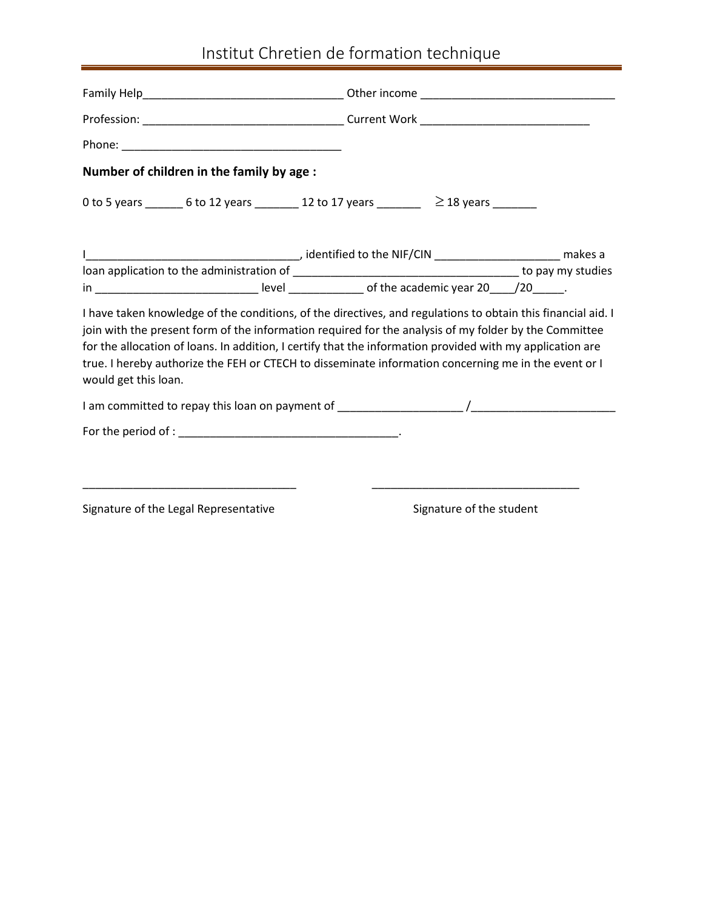# Institut Chretien de formation technique

Family Help________________________________ Other income _______________________________

Profession: ________________________________ Current Work ___________________________

Phone: ___________________________________

**Number of children in the family by age :**

0 to 5 years ______ 6 to 12 years _______ 12 to 17 years _______ $\geq$ 18 years _______

I__________________________________, identified to the NIF/CIN ____________________ makes a loan application to the administration of ____________________________________ to pay my studies in __________________________ level ____________ of the academic year 20____/20_____.

I have taken knowledge of the conditions, of the directives, and regulations to obtain this financial aid. I join with the present form of the information required for the analysis of my folder by the Committee for the allocation of loans. In addition, I certify that the information provided with my application are true. I hereby authorize the FEH or CTECH to disseminate information concerning me in the event or I would get this loan.

I am committed to repay this loan on payment of ____________________ /_______________________

For the period of : ___________________________________.

__________________________________ __________________________________

Signature of the Legal Representative Signature of the student